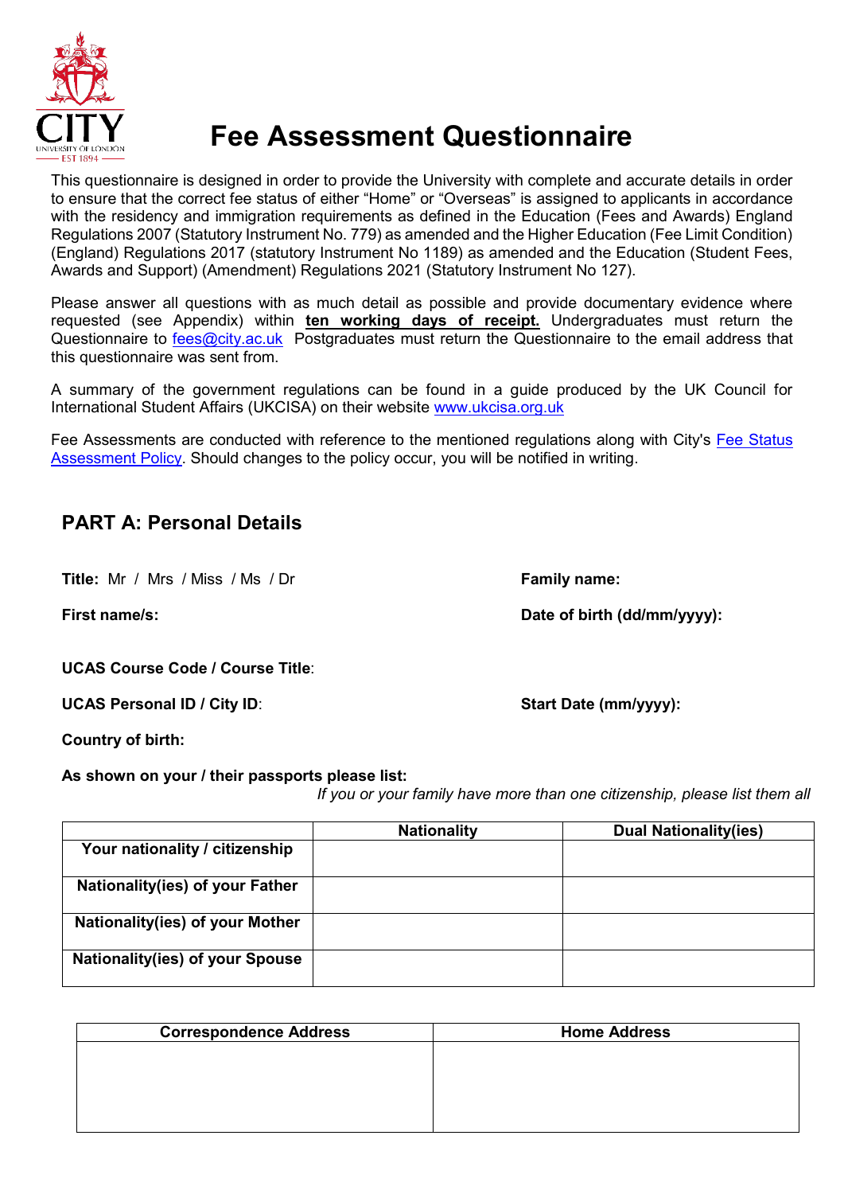# Fee Assessment Questionnaire

This questionnaire is designed in order to provide the University with complete and accurate details in order to ensure that the correct fee status of either "Home" or "Overseas" is assigned to applicants in accordance with the residency and immigration requirements as defined in the Education (Fees and Awards) England Regulations 2007 (Statutory Instrument No. 779) as amended and the Higher Education (Fee Limit Condition) (England) Regulations 2017 (statutory Instrument No 1189) as amended and the Education (Student Fees, Awards and Support) (Amendment) Regulations 2021 (Statutory Instrument No 127).

Please answer all questions with as much detail as possible and provide documentary evidence where requested (see Appendix) within **ten working days of receipt.** Undergraduates must return the Questionnaire to fees@city.ac.uk Postgraduates must return the Questionnaire to the email address that this questionnaire was sent from.

A summary of the government regulations can be found in a guide produced by the UK Council for International Student Affairs (UKCISA) on their website www.ukcisa.org.uk

Fee Assessments are conducted with reference to the mentioned regulations along with City's Fee Status Assessment Policy. Should changes to the policy occur, you will be notified in writing.

## PART A: Personal Details

**Title:** Mr / Mrs / Miss / Ms / Dr

**Family name:**

**First name/s:**

**Date of birth (dd/mm/yyyy):**

**UCAS Course Code / Course Title**:

**UCAS Personal ID / City ID**:

**Start Date (mm/yyyy):**

**Country of birth:**

**As shown on your / their passports please list:**

*If you or your family have more than one citizenship, please list them all*

| | Nationality | Dual Nationality(ies) |
|---|---|---|
| **Your nationality / citizenship** | | |
| **Nationality(ies) of your Father** | | |
| **Nationality(ies) of your Mother** | | |
| **Nationality(ies) of your Spouse** | | |

| Correspondence Address | Home Address |
|---|---|
| | |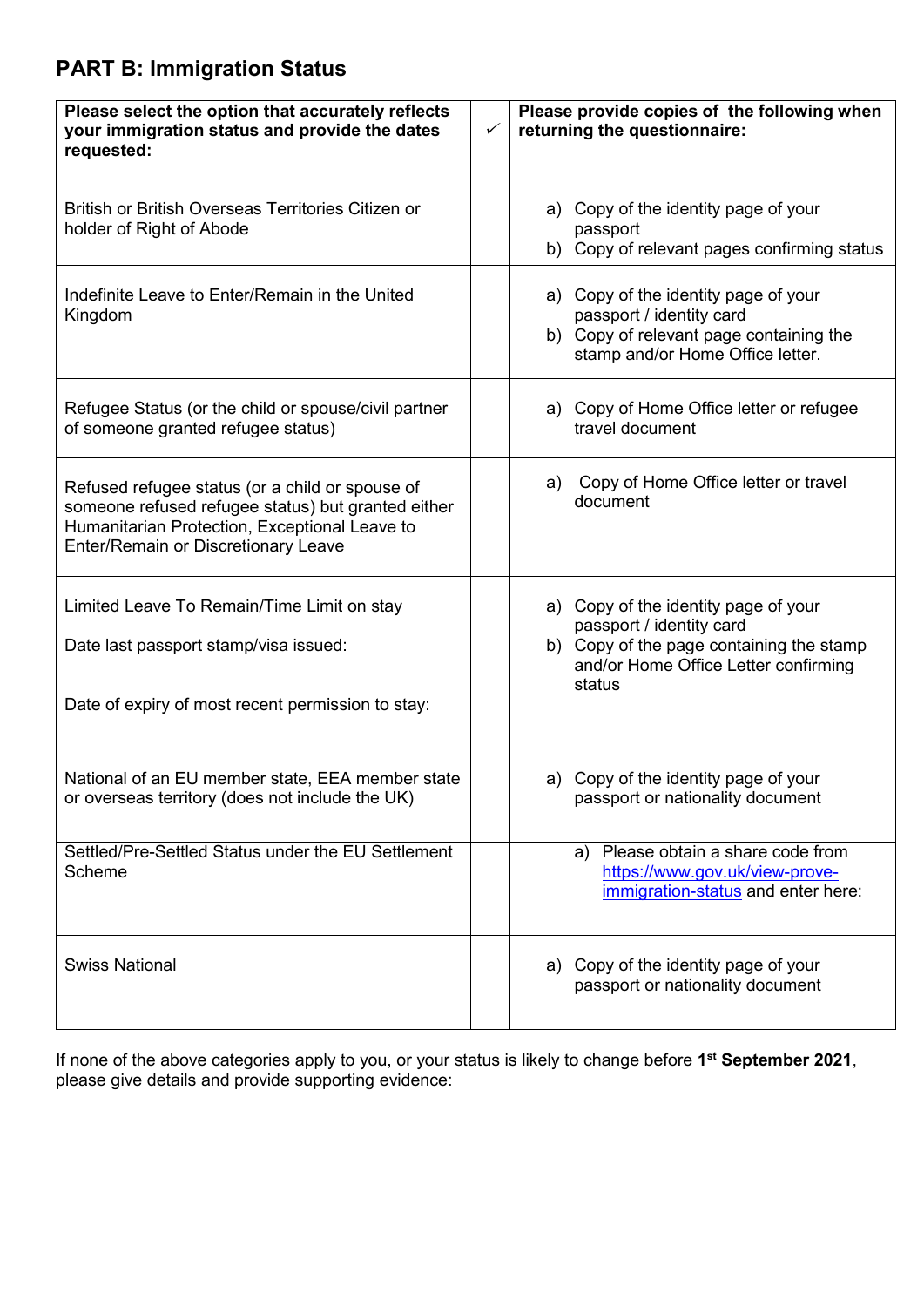## PART B: Immigration Status

| Please select the option that accurately reflects your immigration status and provide the dates requested: | ✓ | Please provide copies of the following when returning the questionnaire: |
|---|---|---|
| British or British Overseas Territories Citizen or holder of Right of Abode | | a) Copy of the identity page of your passport<br>b) Copy of relevant pages confirming status |
| Indefinite Leave to Enter/Remain in the United Kingdom | | a) Copy of the identity page of your passport / identity card<br>b) Copy of relevant page containing the stamp and/or Home Office letter. |
| Refugee Status (or the child or spouse/civil partner of someone granted refugee status) | | a) Copy of Home Office letter or refugee travel document |
| Refused refugee status (or a child or spouse of someone refused refugee status) but granted either Humanitarian Protection, Exceptional Leave to Enter/Remain or Discretionary Leave | | a) Copy of Home Office letter or travel document |
| Limited Leave To Remain/Time Limit on stay<br><br>Date last passport stamp/visa issued:<br><br>Date of expiry of most recent permission to stay: | | a) Copy of the identity page of your passport / identity card<br>b) Copy of the page containing the stamp and/or Home Office Letter confirming status |
| National of an EU member state, EEA member state or overseas territory (does not include the UK) | | a) Copy of the identity page of your passport or nationality document |
| Settled/Pre-Settled Status under the EU Settlement Scheme | | a) Please obtain a share code from [https://www.gov.uk/view-prove-immigration-status](https://www.gov.uk/view-prove-immigration-status) and enter here: |
| Swiss National | | a) Copy of the identity page of your passport or nationality document |

If none of the above categories apply to you, or your status is likely to change before **1st September 2021**, please give details and provide supporting evidence: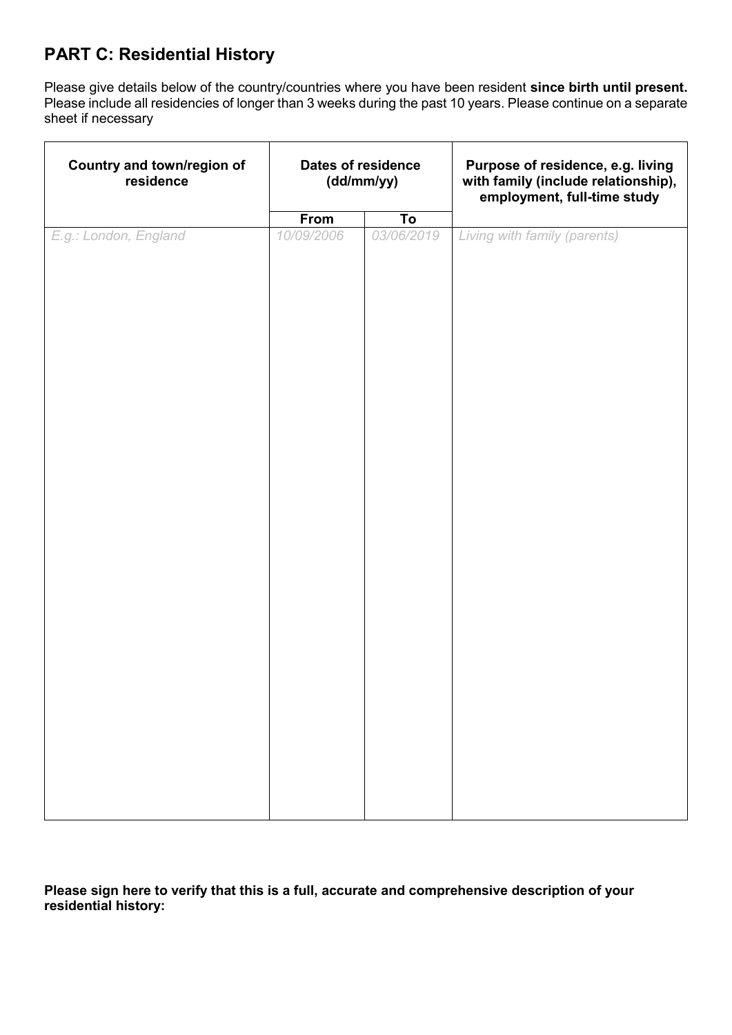## PART C: Residential History

Please give details below of the country/countries where you have been resident **since birth until present.** Please include all residencies of longer than 3 weeks during the past 10 years. Please continue on a separate sheet if necessary

| Country and town/region of residence | Dates of residence (dd/mm/yy) | | Purpose of residence, e.g. living with family (include relationship), employment, full-time study |
|---|---|---|---|
| | From | To | |
| *E.g.: London, England* | *10/09/2006* | *03/06/2019* | *Living with family (parents)* |
| | | | |

**Please sign here to verify that this is a full, accurate and comprehensive description of your residential history:**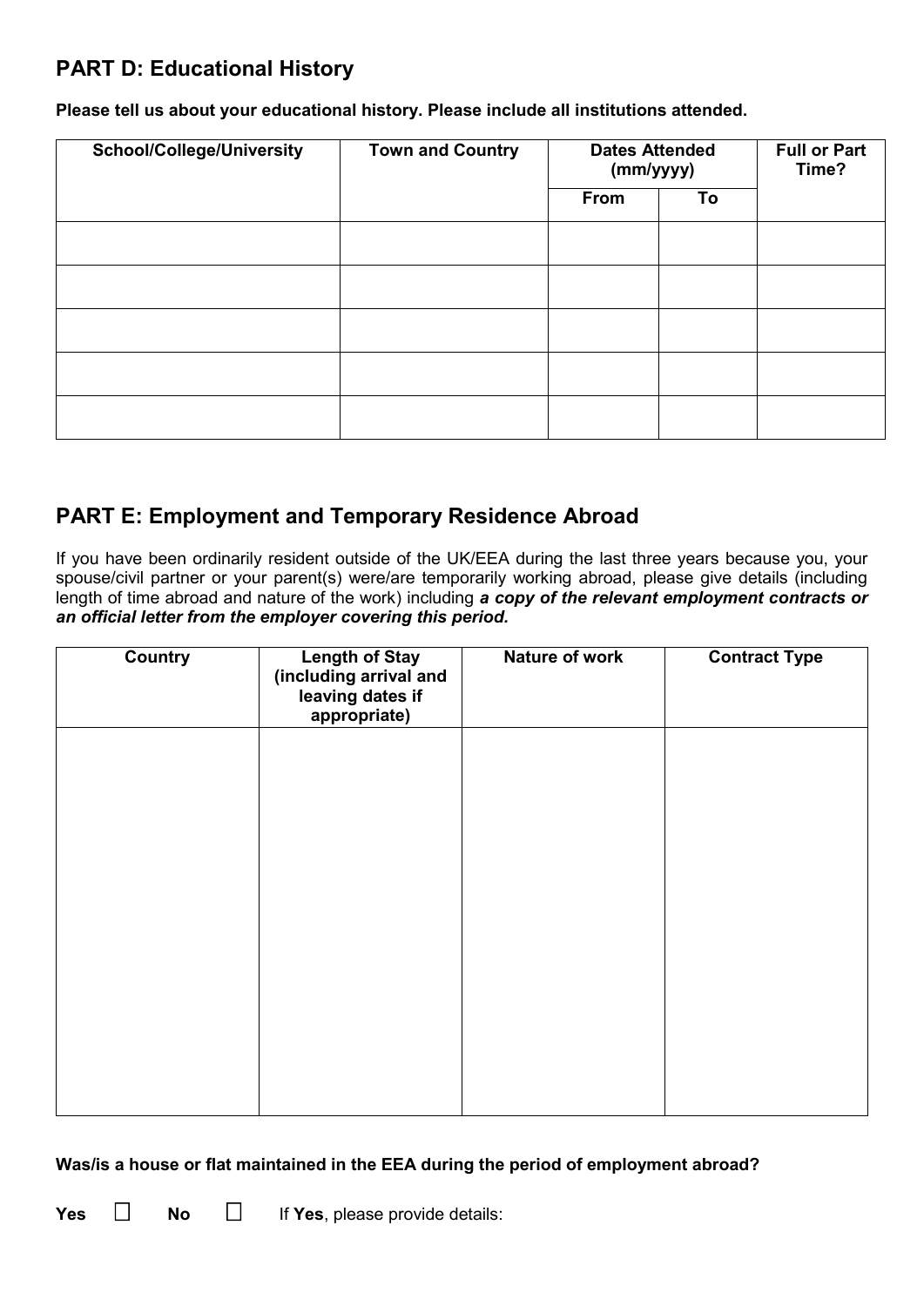## PART D: Educational History

**Please tell us about your educational history. Please include all institutions attended.**

| School/College/University | Town and Country | Dates Attended (mm/yyyy) | | Full or Part Time? |
|---|---|---|---|---|
| | | From | To | |
| | | | | |
| | | | | |
| | | | | |
| | | | | |
| | | | | |

## PART E: Employment and Temporary Residence Abroad

If you have been ordinarily resident outside of the UK/EEA during the last three years because you, your spouse/civil partner or your parent(s) were/are temporarily working abroad, please give details (including length of time abroad and nature of the work) including ***a copy of the relevant employment contracts or an official letter from the employer covering this period.***

| Country | Length of Stay (including arrival and leaving dates if appropriate) | Nature of work | Contract Type |
|---|---|---|---|
| | | | |

**Was/is a house or flat maintained in the EEA during the period of employment abroad?**

**Yes** ☐ **No** ☐ If **Yes**, please provide details: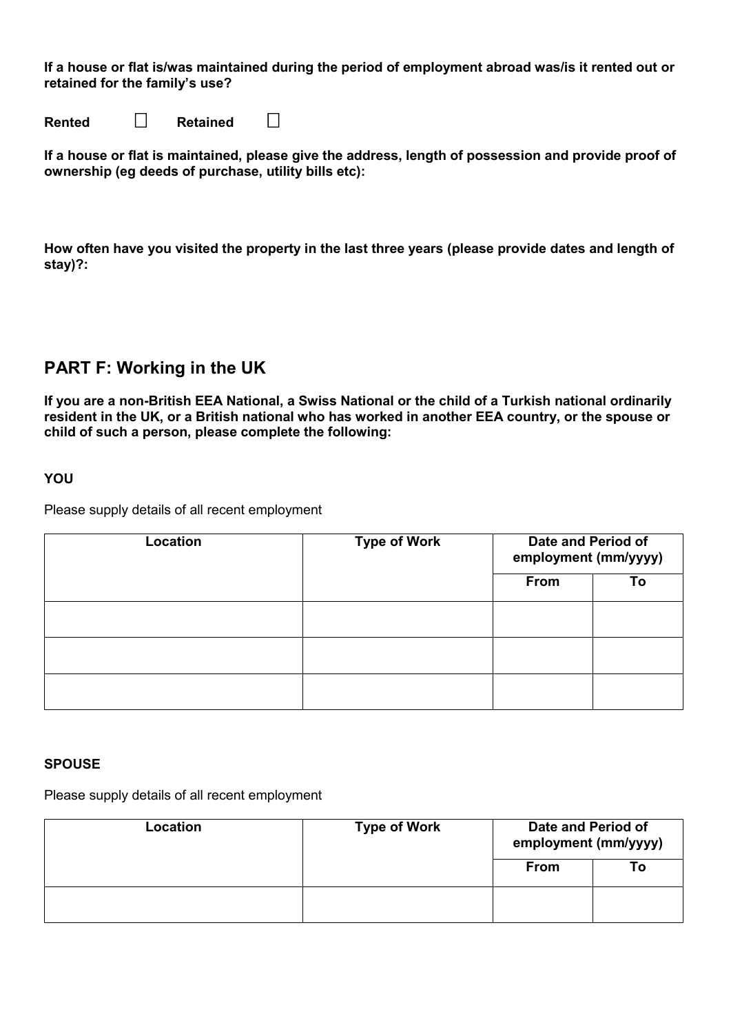**If a house or flat is/was maintained during the period of employment abroad was/is it rented out or retained for the family's use?**

**Rented** ☐ **Retained** ☐

**If a house or flat is maintained, please give the address, length of possession and provide proof of ownership (eg deeds of purchase, utility bills etc):**

**How often have you visited the property in the last three years (please provide dates and length of stay)?:**

## PART F: Working in the UK

**If you are a non-British EEA National, a Swiss National or the child of a Turkish national ordinarily resident in the UK, or a British national who has worked in another EEA country, or the spouse or child of such a person, please complete the following:**

**YOU**

Please supply details of all recent employment

| Location | Type of Work | Date and Period of employment (mm/yyyy) | |
|---|---|---|---|
| | | From | To |
| | | | |
| | | | |
| | | | |

**SPOUSE**

Please supply details of all recent employment

| Location | Type of Work | Date and Period of employment (mm/yyyy) | |
|---|---|---|---|
| | | From | To |
| | | | |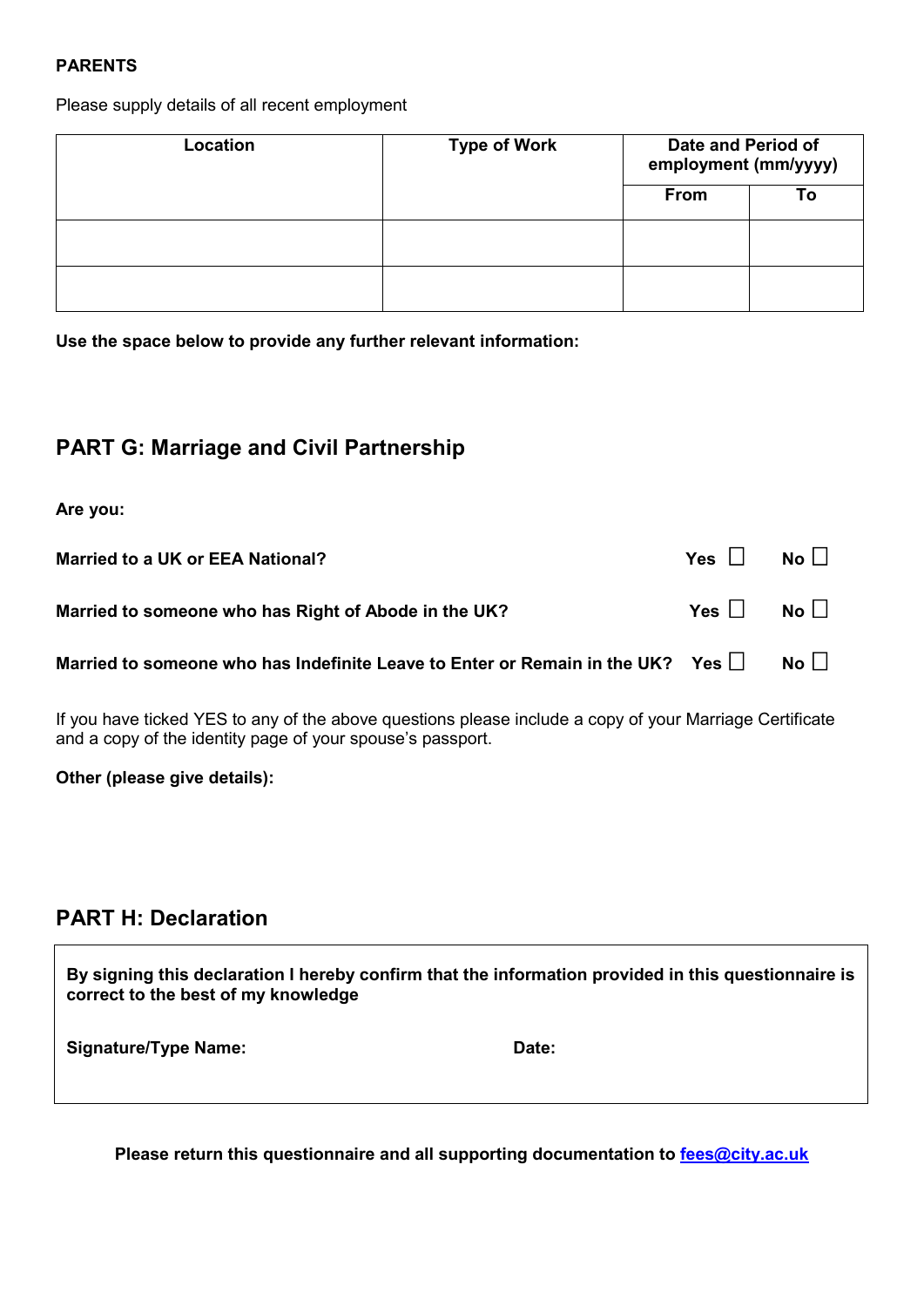**PARENTS**

Please supply details of all recent employment

| Location | Type of Work | Date and Period of employment (mm/yyyy) | |
|---|---|---|---|
| | | From | To |
| | | | |
| | | | |

**Use the space below to provide any further relevant information:**

## PART G: Marriage and Civil Partnership

**Are you:**

**Married to a UK or EEA National?** **Yes** ☐ **No** ☐

**Married to someone who has Right of Abode in the UK?** **Yes** ☐ **No** ☐

**Married to someone who has Indefinite Leave to Enter or Remain in the UK?** **Yes** ☐ **No** ☐

If you have ticked YES to any of the above questions please include a copy of your Marriage Certificate and a copy of the identity page of your spouse's passport.

**Other (please give details):**

## PART H: Declaration

**By signing this declaration I hereby confirm that the information provided in this questionnaire is correct to the best of my knowledge**

**Signature/Type Name:** **Date:**

**Please return this questionnaire and all supporting documentation to [fees@city.ac.uk](mailto:fees@city.ac.uk)**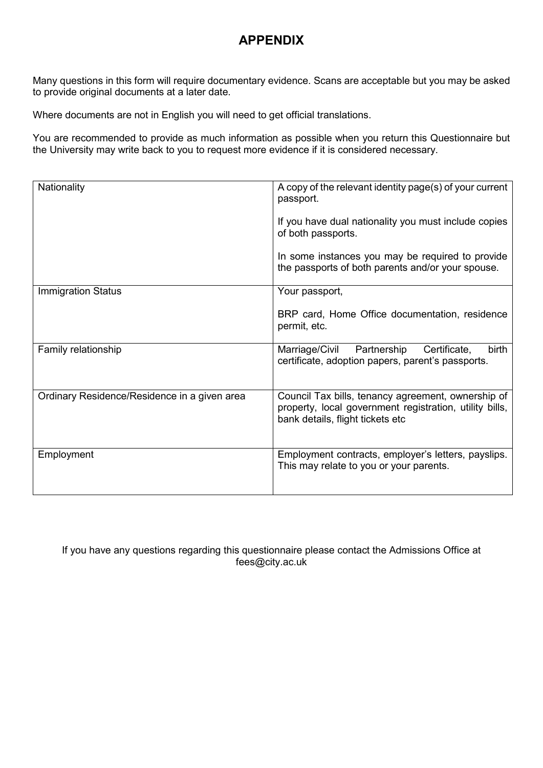# APPENDIX

Many questions in this form will require documentary evidence. Scans are acceptable but you may be asked to provide original documents at a later date.

Where documents are not in English you will need to get official translations.

You are recommended to provide as much information as possible when you return this Questionnaire but the University may write back to you to request more evidence if it is considered necessary.

| | |
|---|---|
| Nationality | A copy of the relevant identity page(s) of your current passport.<br><br>If you have dual nationality you must include copies of both passports.<br><br>In some instances you may be required to provide the passports of both parents and/or your spouse. |
| Immigration Status | Your passport,<br><br>BRP card, Home Office documentation, residence permit, etc. |
| Family relationship | Marriage/Civil Partnership Certificate, birth certificate, adoption papers, parent's passports. |
| Ordinary Residence/Residence in a given area | Council Tax bills, tenancy agreement, ownership of property, local government registration, utility bills, bank details, flight tickets etc |
| Employment | Employment contracts, employer's letters, payslips. This may relate to you or your parents. |

If you have any questions regarding this questionnaire please contact the Admissions Office at fees@city.ac.uk